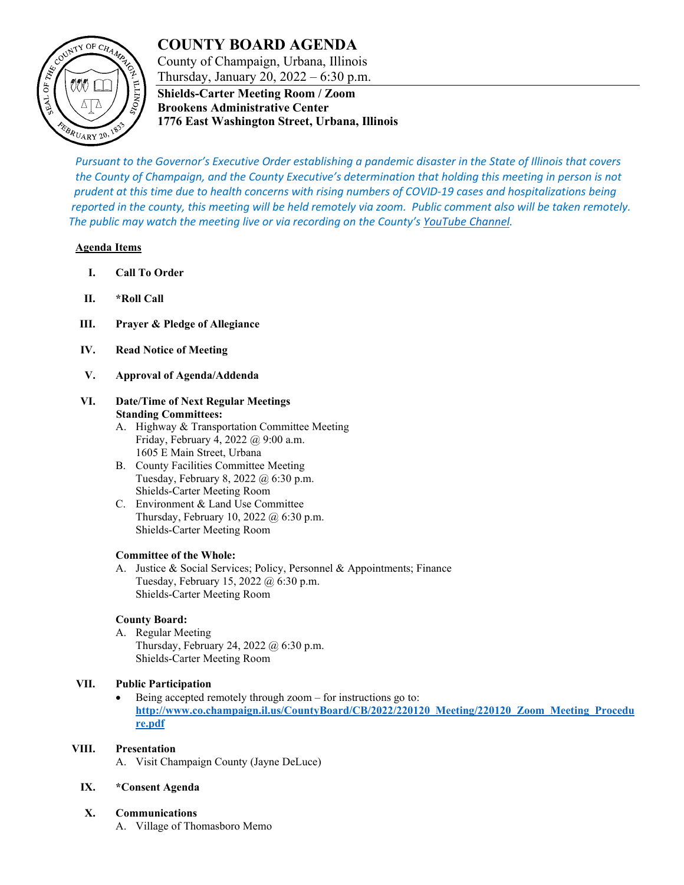# COUNTY BOARD AGENDA

County of Champaign, Urbana, Illinois
Thursday, January 20, 2022 – 6:30 p.m.

**Shields-Carter Meeting Room / Zoom**
**Brookens Administrative Center**
**1776 East Washington Street, Urbana, Illinois**

*Pursuant to the Governor's Executive Order establishing a pandemic disaster in the State of Illinois that covers the County of Champaign, and the County Executive's determination that holding this meeting in person is not prudent at this time due to health concerns with rising numbers of COVID-19 cases and hospitalizations being reported in the county, this meeting will be held remotely via zoom. Public comment also will be taken remotely. The public may watch the meeting live or via recording on the County's YouTube Channel.*

**Agenda Items**

**I. Call To Order**

**II. *Roll Call**

**III. Prayer & Pledge of Allegiance**

**IV. Read Notice of Meeting**

**V. Approval of Agenda/Addenda**

**VI. Date/Time of Next Regular Meetings**

**Standing Committees:**

A. Highway & Transportation Committee Meeting
Friday, February 4, 2022 @ 9:00 a.m.
1605 E Main Street, Urbana

B. County Facilities Committee Meeting
Tuesday, February 8, 2022 @ 6:30 p.m.
Shields-Carter Meeting Room

C. Environment & Land Use Committee
Thursday, February 10, 2022 @ 6:30 p.m.
Shields-Carter Meeting Room

**Committee of the Whole:**

A. Justice & Social Services; Policy, Personnel & Appointments; Finance
Tuesday, February 15, 2022 @ 6:30 p.m.
Shields-Carter Meeting Room

**County Board:**

A. Regular Meeting
Thursday, February 24, 2022 @ 6:30 p.m.
Shields-Carter Meeting Room

**VII. Public Participation**

- Being accepted remotely through zoom – for instructions go to: **http://www.co.champaign.il.us/CountyBoard/CB/2022/220120_Meeting/220120_Zoom_Meeting_Procedure.pdf**

**VIII. Presentation**

A. Visit Champaign County (Jayne DeLuce)

**IX. *Consent Agenda**

**X. Communications**

A. Village of Thomasboro Memo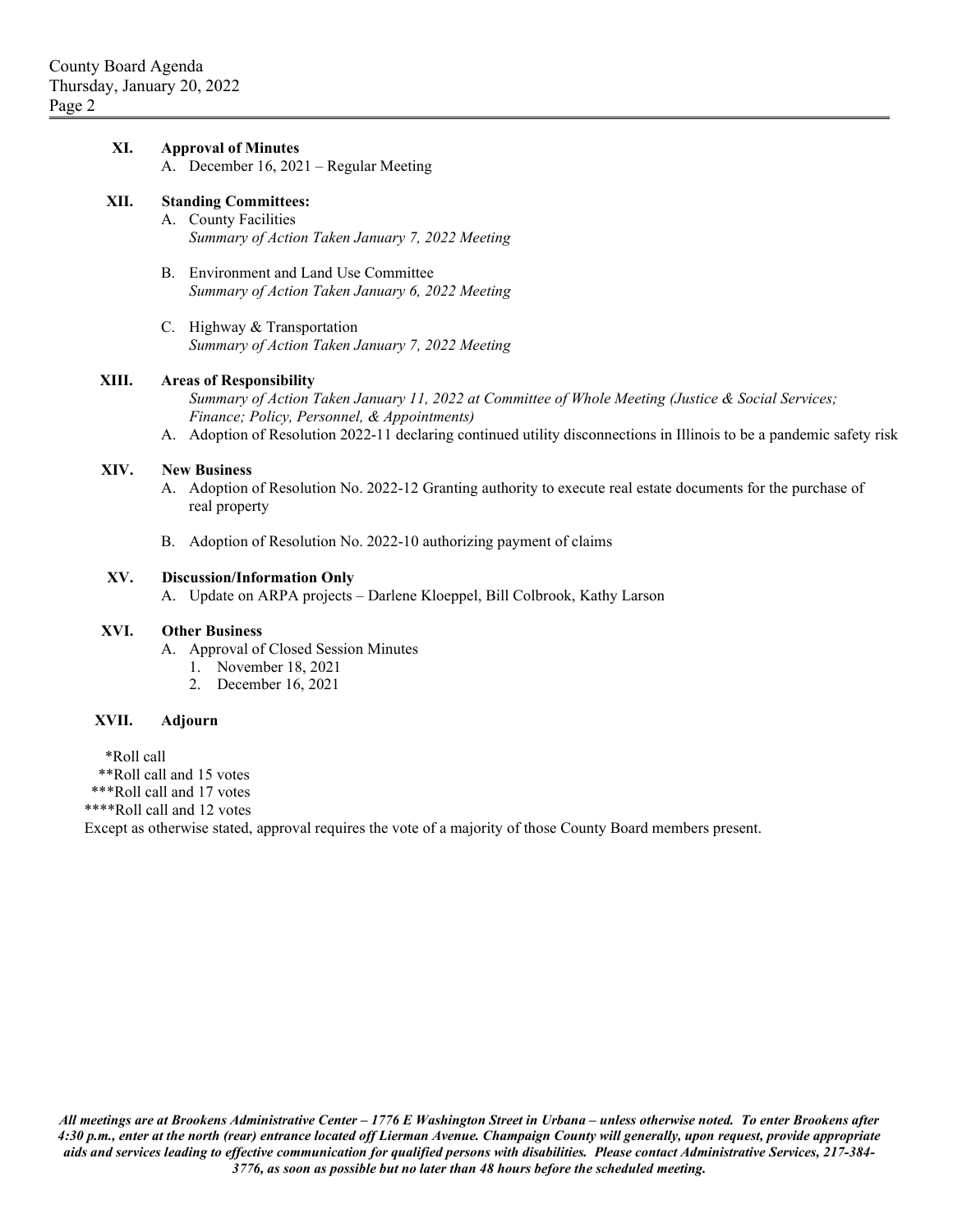**XI. Approval of Minutes**

A. December 16, 2021 – Regular Meeting

**XII. Standing Committees:**

A. County Facilities
*Summary of Action Taken January 7, 2022 Meeting*

B. Environment and Land Use Committee
*Summary of Action Taken January 6, 2022 Meeting*

C. Highway & Transportation
*Summary of Action Taken January 7, 2022 Meeting*

**XIII. Areas of Responsibility**

*Summary of Action Taken January 11, 2022 at Committee of Whole Meeting (Justice & Social Services; Finance; Policy, Personnel, & Appointments)*

A. Adoption of Resolution 2022-11 declaring continued utility disconnections in Illinois to be a pandemic safety risk

**XIV. New Business**

A. Adoption of Resolution No. 2022-12 Granting authority to execute real estate documents for the purchase of real property

B. Adoption of Resolution No. 2022-10 authorizing payment of claims

**XV. Discussion/Information Only**

A. Update on ARPA projects – Darlene Kloeppel, Bill Colbrook, Kathy Larson

**XVI. Other Business**

A. Approval of Closed Session Minutes
   1. November 18, 2021
   2. December 16, 2021

**XVII. Adjourn**

*Roll call
**Roll call and 15 votes
***Roll call and 17 votes
****Roll call and 12 votes
Except as otherwise stated, approval requires the vote of a majority of those County Board members present.

***All meetings are at Brookens Administrative Center – 1776 E Washington Street in Urbana – unless otherwise noted. To enter Brookens after 4:30 p.m., enter at the north (rear) entrance located off Lierman Avenue. Champaign County will generally, upon request, provide appropriate aids and services leading to effective communication for qualified persons with disabilities. Please contact Administrative Services, 217-384-3776, as soon as possible but no later than 48 hours before the scheduled meeting.***